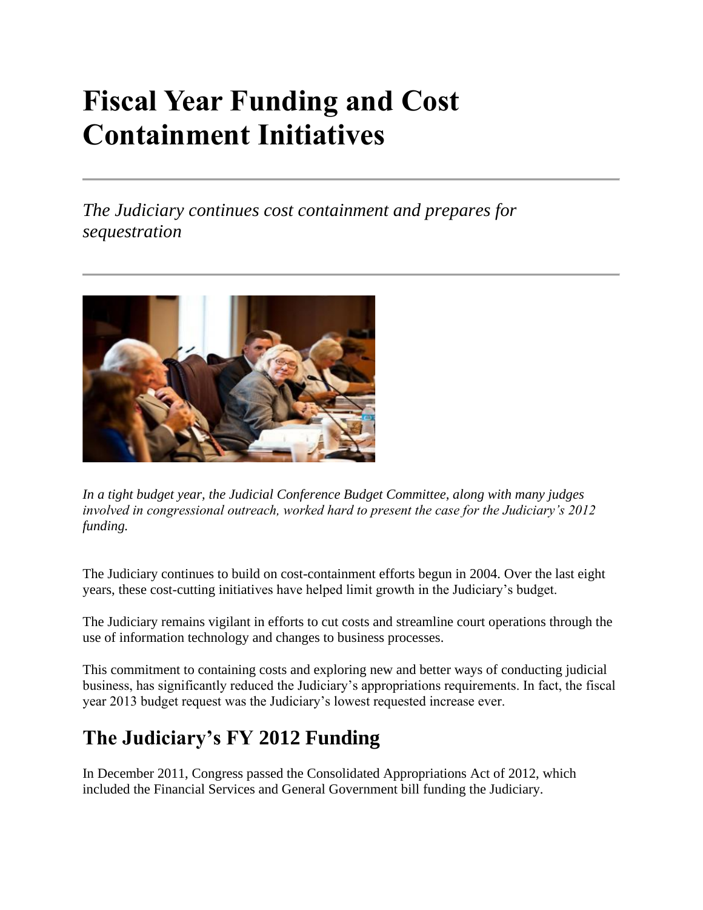# Fiscal Year Funding and Cost Containment Initiatives

*The Judiciary continues cost containment and prepares for sequestration*

*In a tight budget year, the Judicial Conference Budget Committee, along with many judges involved in congressional outreach, worked hard to present the case for the Judiciary's 2012 funding.*

The Judiciary continues to build on cost-containment efforts begun in 2004. Over the last eight years, these cost-cutting initiatives have helped limit growth in the Judiciary's budget.

The Judiciary remains vigilant in efforts to cut costs and streamline court operations through the use of information technology and changes to business processes.

This commitment to containing costs and exploring new and better ways of conducting judicial business, has significantly reduced the Judiciary's appropriations requirements. In fact, the fiscal year 2013 budget request was the Judiciary's lowest requested increase ever.

## The Judiciary's FY 2012 Funding

In December 2011, Congress passed the Consolidated Appropriations Act of 2012, which included the Financial Services and General Government bill funding the Judiciary.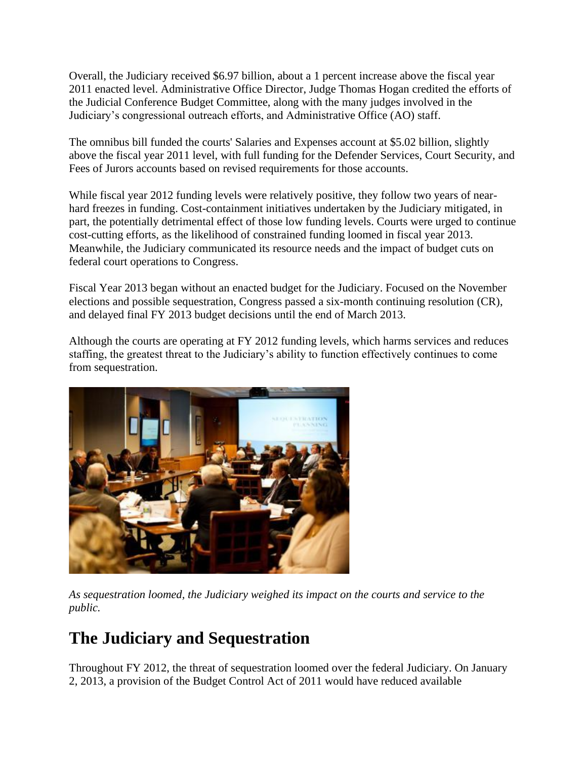Overall, the Judiciary received $6.97 billion, about a 1 percent increase above the fiscal year 2011 enacted level. Administrative Office Director, Judge Thomas Hogan credited the efforts of the Judicial Conference Budget Committee, along with the many judges involved in the Judiciary's congressional outreach efforts, and Administrative Office (AO) staff.

The omnibus bill funded the courts' Salaries and Expenses account at $5.02 billion, slightly above the fiscal year 2011 level, with full funding for the Defender Services, Court Security, and Fees of Jurors accounts based on revised requirements for those accounts.

While fiscal year 2012 funding levels were relatively positive, they follow two years of near-hard freezes in funding. Cost-containment initiatives undertaken by the Judiciary mitigated, in part, the potentially detrimental effect of those low funding levels. Courts were urged to continue cost-cutting efforts, as the likelihood of constrained funding loomed in fiscal year 2013. Meanwhile, the Judiciary communicated its resource needs and the impact of budget cuts on federal court operations to Congress.

Fiscal Year 2013 began without an enacted budget for the Judiciary. Focused on the November elections and possible sequestration, Congress passed a six-month continuing resolution (CR), and delayed final FY 2013 budget decisions until the end of March 2013.

Although the courts are operating at FY 2012 funding levels, which harms services and reduces staffing, the greatest threat to the Judiciary's ability to function effectively continues to come from sequestration.

*As sequestration loomed, the Judiciary weighed its impact on the courts and service to the public.*

## The Judiciary and Sequestration

Throughout FY 2012, the threat of sequestration loomed over the federal Judiciary. On January 2, 2013, a provision of the Budget Control Act of 2011 would have reduced available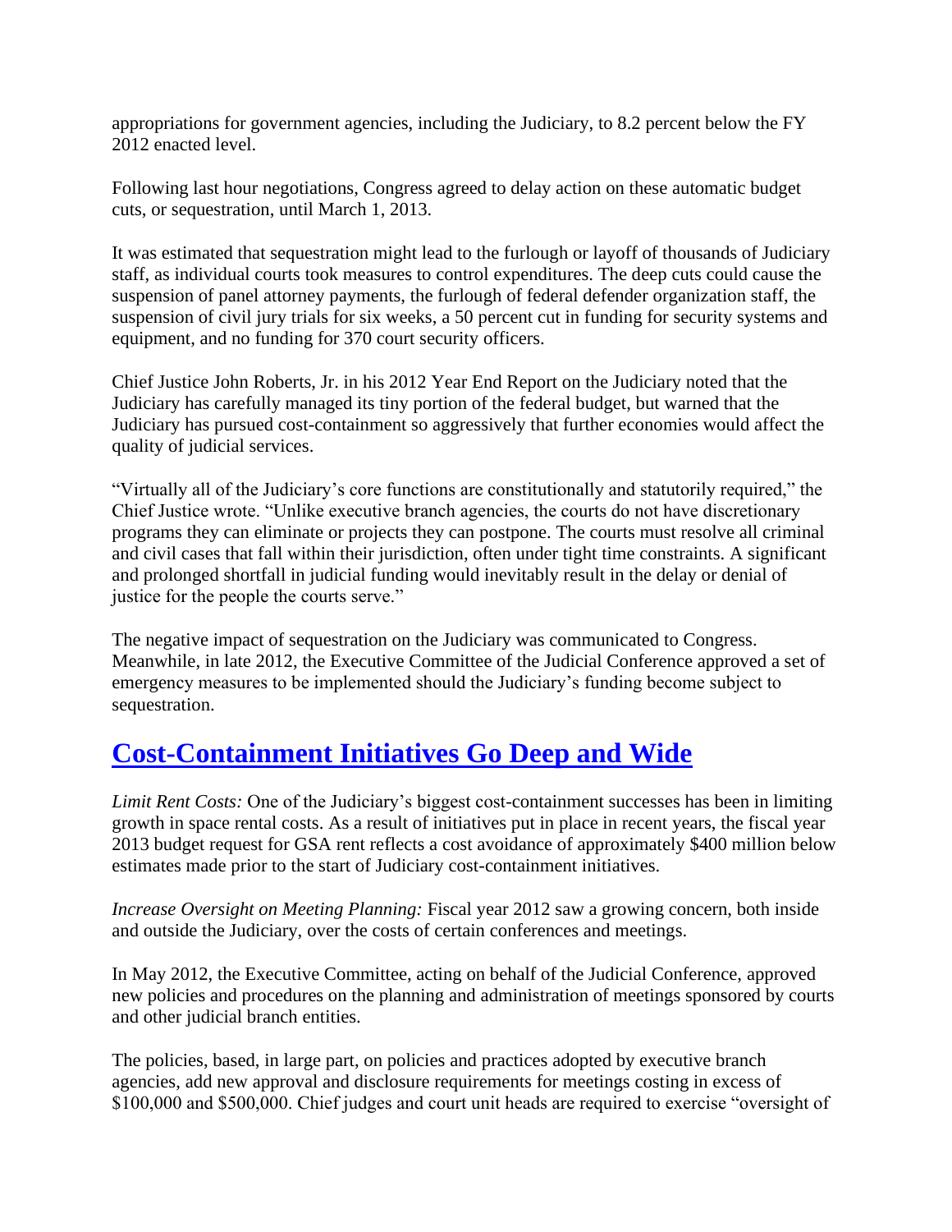appropriations for government agencies, including the Judiciary, to 8.2 percent below the FY 2012 enacted level.

Following last hour negotiations, Congress agreed to delay action on these automatic budget cuts, or sequestration, until March 1, 2013.

It was estimated that sequestration might lead to the furlough or layoff of thousands of Judiciary staff, as individual courts took measures to control expenditures. The deep cuts could cause the suspension of panel attorney payments, the furlough of federal defender organization staff, the suspension of civil jury trials for six weeks, a 50 percent cut in funding for security systems and equipment, and no funding for 370 court security officers.

Chief Justice John Roberts, Jr. in his 2012 Year End Report on the Judiciary noted that the Judiciary has carefully managed its tiny portion of the federal budget, but warned that the Judiciary has pursued cost-containment so aggressively that further economies would affect the quality of judicial services.

"Virtually all of the Judiciary's core functions are constitutionally and statutorily required," the Chief Justice wrote. "Unlike executive branch agencies, the courts do not have discretionary programs they can eliminate or projects they can postpone. The courts must resolve all criminal and civil cases that fall within their jurisdiction, often under tight time constraints. A significant and prolonged shortfall in judicial funding would inevitably result in the delay or denial of justice for the people the courts serve."

The negative impact of sequestration on the Judiciary was communicated to Congress. Meanwhile, in late 2012, the Executive Committee of the Judicial Conference approved a set of emergency measures to be implemented should the Judiciary's funding become subject to sequestration.

## Cost-Containment Initiatives Go Deep and Wide

*Limit Rent Costs:* One of the Judiciary's biggest cost-containment successes has been in limiting growth in space rental costs. As a result of initiatives put in place in recent years, the fiscal year 2013 budget request for GSA rent reflects a cost avoidance of approximately $400 million below estimates made prior to the start of Judiciary cost-containment initiatives.

*Increase Oversight on Meeting Planning:* Fiscal year 2012 saw a growing concern, both inside and outside the Judiciary, over the costs of certain conferences and meetings.

In May 2012, the Executive Committee, acting on behalf of the Judicial Conference, approved new policies and procedures on the planning and administration of meetings sponsored by courts and other judicial branch entities.

The policies, based, in large part, on policies and practices adopted by executive branch agencies, add new approval and disclosure requirements for meetings costing in excess of $100,000 and $500,000. Chief judges and court unit heads are required to exercise "oversight of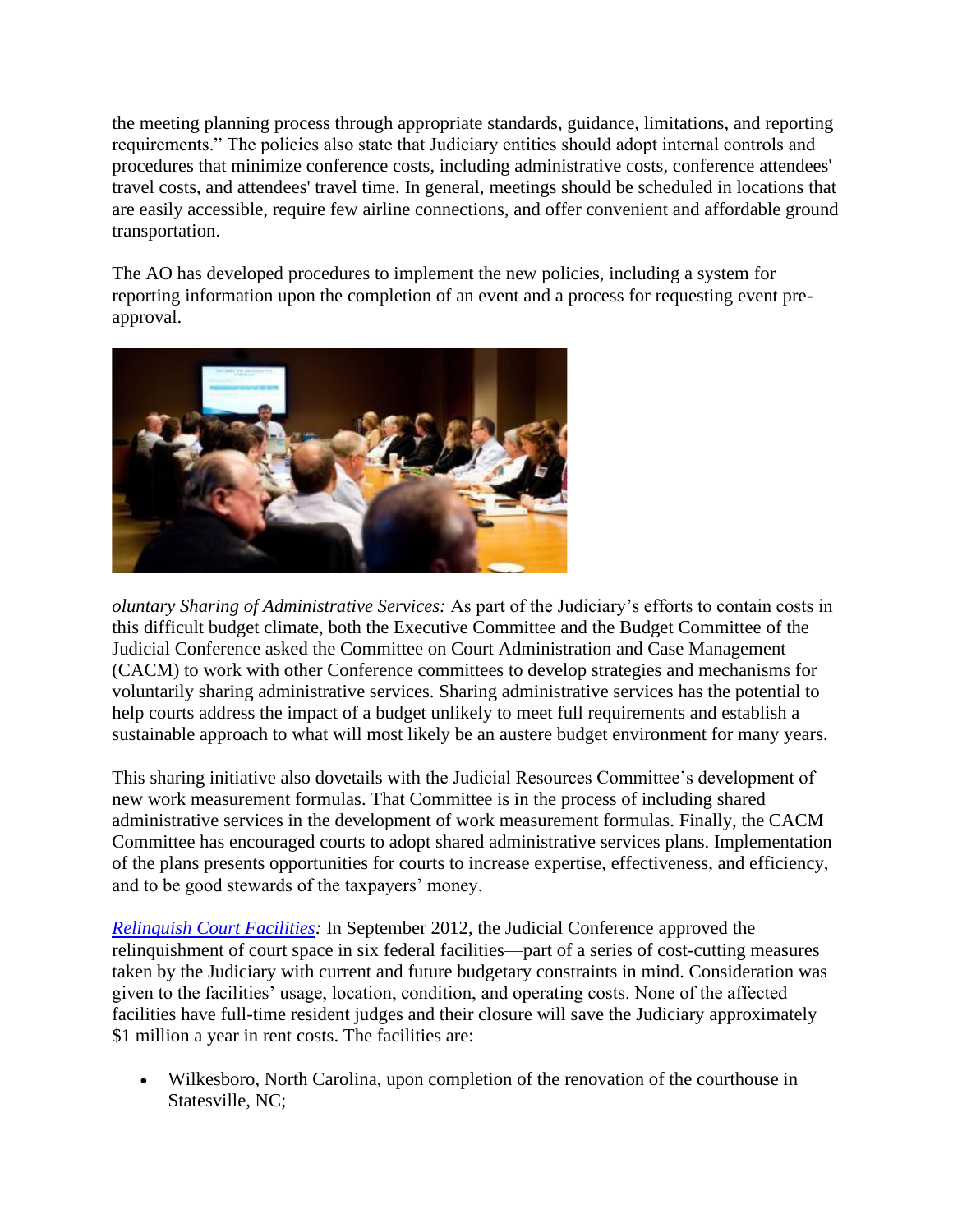the meeting planning process through appropriate standards, guidance, limitations, and reporting requirements." The policies also state that Judiciary entities should adopt internal controls and procedures that minimize conference costs, including administrative costs, conference attendees' travel costs, and attendees' travel time. In general, meetings should be scheduled in locations that are easily accessible, require few airline connections, and offer convenient and affordable ground transportation.

The AO has developed procedures to implement the new policies, including a system for reporting information upon the completion of an event and a process for requesting event pre-approval.

*oluntary Sharing of Administrative Services:* As part of the Judiciary's efforts to contain costs in this difficult budget climate, both the Executive Committee and the Budget Committee of the Judicial Conference asked the Committee on Court Administration and Case Management (CACM) to work with other Conference committees to develop strategies and mechanisms for voluntarily sharing administrative services. Sharing administrative services has the potential to help courts address the impact of a budget unlikely to meet full requirements and establish a sustainable approach to what will most likely be an austere budget environment for many years.

This sharing initiative also dovetails with the Judicial Resources Committee's development of new work measurement formulas. That Committee is in the process of including shared administrative services in the development of work measurement formulas. Finally, the CACM Committee has encouraged courts to adopt shared administrative services plans. Implementation of the plans presents opportunities for courts to increase expertise, effectiveness, and efficiency, and to be good stewards of the taxpayers' money.

*Relinquish Court Facilities:* In September 2012, the Judicial Conference approved the relinquishment of court space in six federal facilities—part of a series of cost-cutting measures taken by the Judiciary with current and future budgetary constraints in mind. Consideration was given to the facilities' usage, location, condition, and operating costs. None of the affected facilities have full-time resident judges and their closure will save the Judiciary approximately $1 million a year in rent costs. The facilities are:

- Wilkesboro, North Carolina, upon completion of the renovation of the courthouse in Statesville, NC;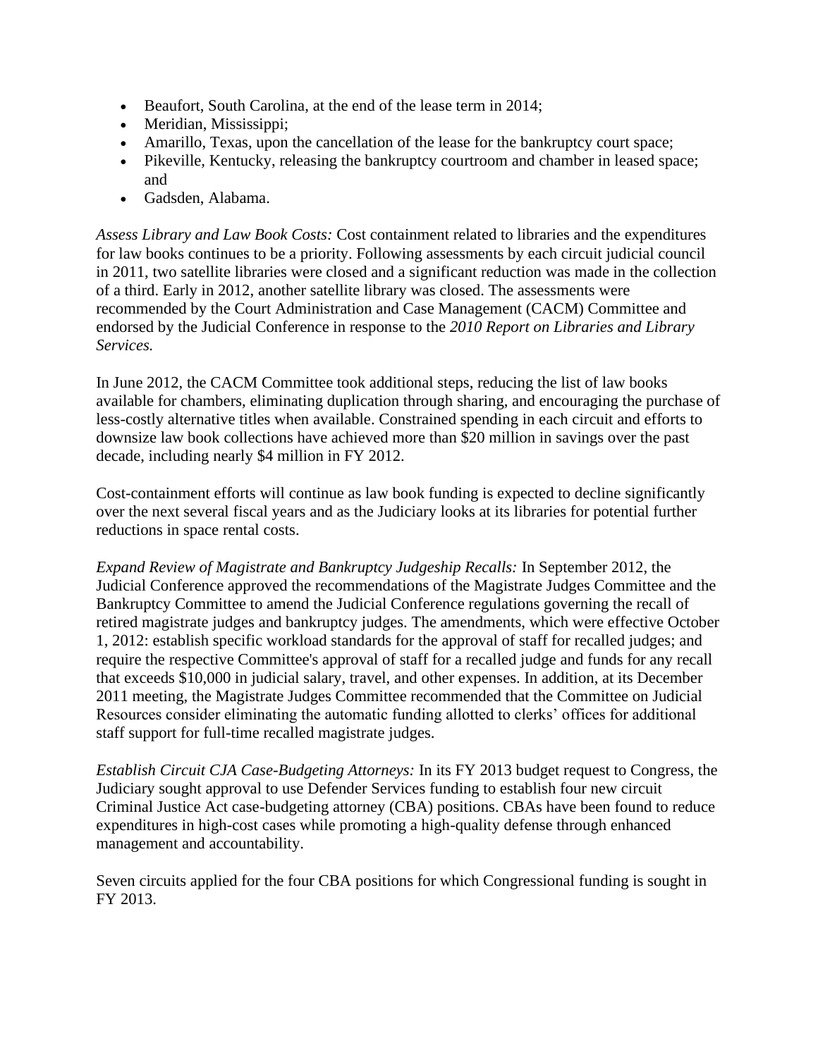- Beaufort, South Carolina, at the end of the lease term in 2014;
- Meridian, Mississippi;
- Amarillo, Texas, upon the cancellation of the lease for the bankruptcy court space;
- Pikeville, Kentucky, releasing the bankruptcy courtroom and chamber in leased space; and
- Gadsden, Alabama.

*Assess Library and Law Book Costs:* Cost containment related to libraries and the expenditures for law books continues to be a priority. Following assessments by each circuit judicial council in 2011, two satellite libraries were closed and a significant reduction was made in the collection of a third. Early in 2012, another satellite library was closed. The assessments were recommended by the Court Administration and Case Management (CACM) Committee and endorsed by the Judicial Conference in response to the *2010 Report on Libraries and Library Services.*

In June 2012, the CACM Committee took additional steps, reducing the list of law books available for chambers, eliminating duplication through sharing, and encouraging the purchase of less-costly alternative titles when available. Constrained spending in each circuit and efforts to downsize law book collections have achieved more than $20 million in savings over the past decade, including nearly $4 million in FY 2012.

Cost-containment efforts will continue as law book funding is expected to decline significantly over the next several fiscal years and as the Judiciary looks at its libraries for potential further reductions in space rental costs.

*Expand Review of Magistrate and Bankruptcy Judgeship Recalls:* In September 2012, the Judicial Conference approved the recommendations of the Magistrate Judges Committee and the Bankruptcy Committee to amend the Judicial Conference regulations governing the recall of retired magistrate judges and bankruptcy judges. The amendments, which were effective October 1, 2012: establish specific workload standards for the approval of staff for recalled judges; and require the respective Committee's approval of staff for a recalled judge and funds for any recall that exceeds $10,000 in judicial salary, travel, and other expenses. In addition, at its December 2011 meeting, the Magistrate Judges Committee recommended that the Committee on Judicial Resources consider eliminating the automatic funding allotted to clerks' offices for additional staff support for full-time recalled magistrate judges.

*Establish Circuit CJA Case-Budgeting Attorneys:* In its FY 2013 budget request to Congress, the Judiciary sought approval to use Defender Services funding to establish four new circuit Criminal Justice Act case-budgeting attorney (CBA) positions. CBAs have been found to reduce expenditures in high-cost cases while promoting a high-quality defense through enhanced management and accountability.

Seven circuits applied for the four CBA positions for which Congressional funding is sought in FY 2013.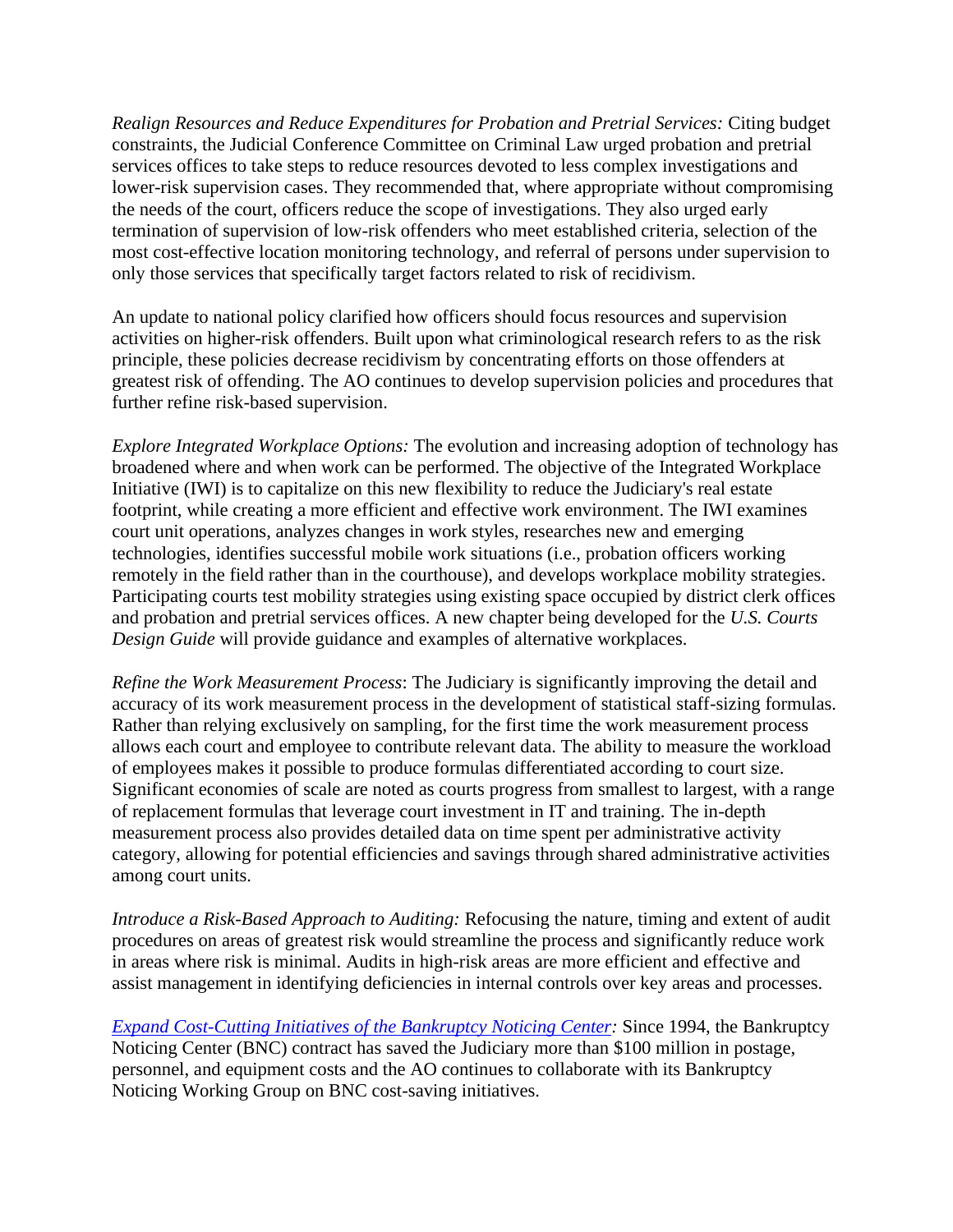*Realign Resources and Reduce Expenditures for Probation and Pretrial Services:* Citing budget constraints, the Judicial Conference Committee on Criminal Law urged probation and pretrial services offices to take steps to reduce resources devoted to less complex investigations and lower-risk supervision cases. They recommended that, where appropriate without compromising the needs of the court, officers reduce the scope of investigations. They also urged early termination of supervision of low-risk offenders who meet established criteria, selection of the most cost-effective location monitoring technology, and referral of persons under supervision to only those services that specifically target factors related to risk of recidivism.

An update to national policy clarified how officers should focus resources and supervision activities on higher-risk offenders. Built upon what criminological research refers to as the risk principle, these policies decrease recidivism by concentrating efforts on those offenders at greatest risk of offending. The AO continues to develop supervision policies and procedures that further refine risk-based supervision.

*Explore Integrated Workplace Options:* The evolution and increasing adoption of technology has broadened where and when work can be performed. The objective of the Integrated Workplace Initiative (IWI) is to capitalize on this new flexibility to reduce the Judiciary's real estate footprint, while creating a more efficient and effective work environment. The IWI examines court unit operations, analyzes changes in work styles, researches new and emerging technologies, identifies successful mobile work situations (i.e., probation officers working remotely in the field rather than in the courthouse), and develops workplace mobility strategies. Participating courts test mobility strategies using existing space occupied by district clerk offices and probation and pretrial services offices. A new chapter being developed for the *U.S. Courts Design Guide* will provide guidance and examples of alternative workplaces.

*Refine the Work Measurement Process*: The Judiciary is significantly improving the detail and accuracy of its work measurement process in the development of statistical staff-sizing formulas. Rather than relying exclusively on sampling, for the first time the work measurement process allows each court and employee to contribute relevant data. The ability to measure the workload of employees makes it possible to produce formulas differentiated according to court size. Significant economies of scale are noted as courts progress from smallest to largest, with a range of replacement formulas that leverage court investment in IT and training. The in-depth measurement process also provides detailed data on time spent per administrative activity category, allowing for potential efficiencies and savings through shared administrative activities among court units.

*Introduce a Risk-Based Approach to Auditing:* Refocusing the nature, timing and extent of audit procedures on areas of greatest risk would streamline the process and significantly reduce work in areas where risk is minimal. Audits in high-risk areas are more efficient and effective and assist management in identifying deficiencies in internal controls over key areas and processes.

*Expand Cost-Cutting Initiatives of the Bankruptcy Noticing Center:* Since 1994, the Bankruptcy Noticing Center (BNC) contract has saved the Judiciary more than $100 million in postage, personnel, and equipment costs and the AO continues to collaborate with its Bankruptcy Noticing Working Group on BNC cost-saving initiatives.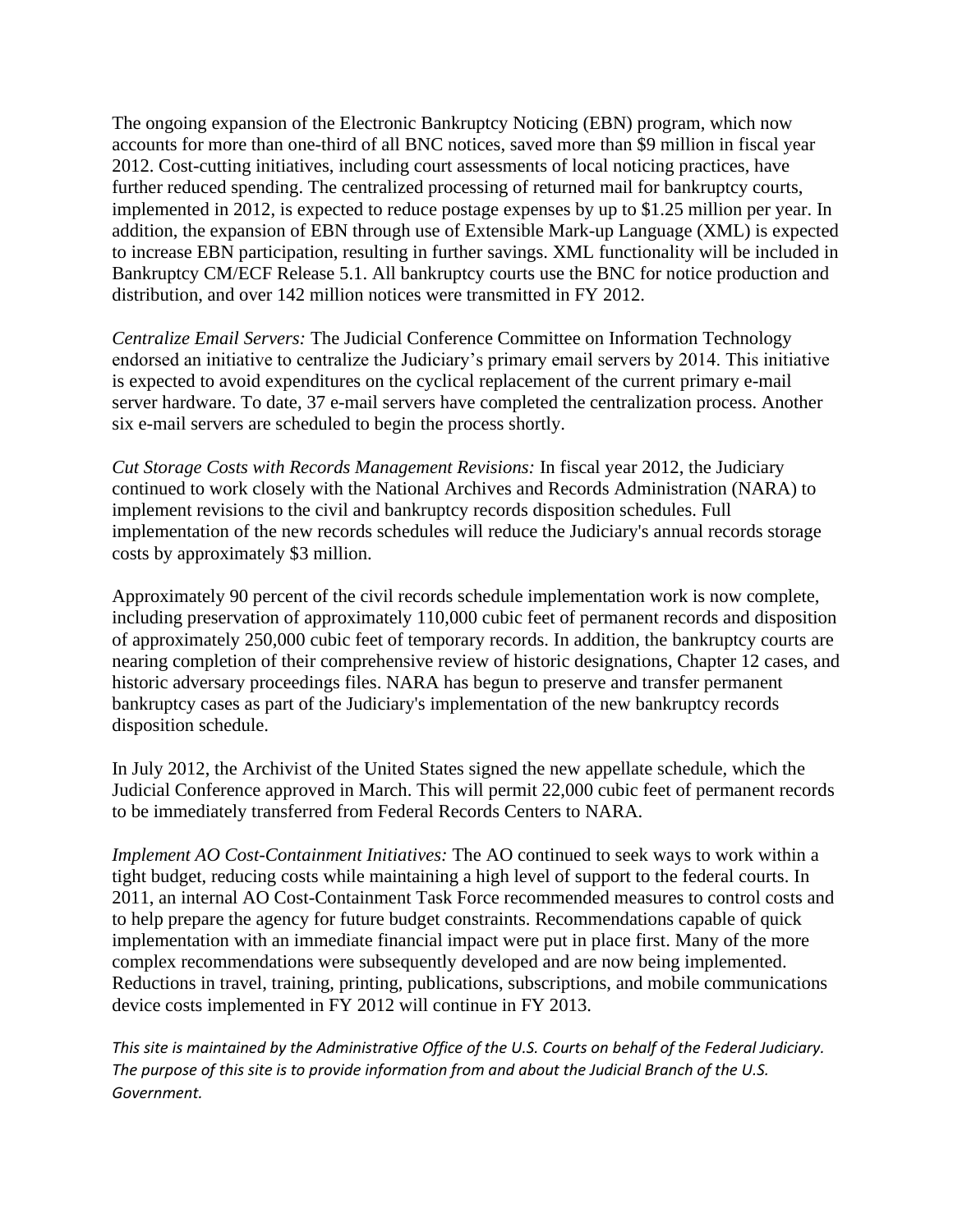The ongoing expansion of the Electronic Bankruptcy Noticing (EBN) program, which now accounts for more than one-third of all BNC notices, saved more than $9 million in fiscal year 2012. Cost-cutting initiatives, including court assessments of local noticing practices, have further reduced spending. The centralized processing of returned mail for bankruptcy courts, implemented in 2012, is expected to reduce postage expenses by up to $1.25 million per year. In addition, the expansion of EBN through use of Extensible Mark-up Language (XML) is expected to increase EBN participation, resulting in further savings. XML functionality will be included in Bankruptcy CM/ECF Release 5.1. All bankruptcy courts use the BNC for notice production and distribution, and over 142 million notices were transmitted in FY 2012.

*Centralize Email Servers:* The Judicial Conference Committee on Information Technology endorsed an initiative to centralize the Judiciary's primary email servers by 2014. This initiative is expected to avoid expenditures on the cyclical replacement of the current primary e-mail server hardware. To date, 37 e-mail servers have completed the centralization process. Another six e-mail servers are scheduled to begin the process shortly.

*Cut Storage Costs with Records Management Revisions:* In fiscal year 2012, the Judiciary continued to work closely with the National Archives and Records Administration (NARA) to implement revisions to the civil and bankruptcy records disposition schedules. Full implementation of the new records schedules will reduce the Judiciary's annual records storage costs by approximately $3 million.

Approximately 90 percent of the civil records schedule implementation work is now complete, including preservation of approximately 110,000 cubic feet of permanent records and disposition of approximately 250,000 cubic feet of temporary records. In addition, the bankruptcy courts are nearing completion of their comprehensive review of historic designations, Chapter 12 cases, and historic adversary proceedings files. NARA has begun to preserve and transfer permanent bankruptcy cases as part of the Judiciary's implementation of the new bankruptcy records disposition schedule.

In July 2012, the Archivist of the United States signed the new appellate schedule, which the Judicial Conference approved in March. This will permit 22,000 cubic feet of permanent records to be immediately transferred from Federal Records Centers to NARA.

*Implement AO Cost-Containment Initiatives:* The AO continued to seek ways to work within a tight budget, reducing costs while maintaining a high level of support to the federal courts. In 2011, an internal AO Cost-Containment Task Force recommended measures to control costs and to help prepare the agency for future budget constraints. Recommendations capable of quick implementation with an immediate financial impact were put in place first. Many of the more complex recommendations were subsequently developed and are now being implemented. Reductions in travel, training, printing, publications, subscriptions, and mobile communications device costs implemented in FY 2012 will continue in FY 2013.

*This site is maintained by the Administrative Office of the U.S. Courts on behalf of the Federal Judiciary. The purpose of this site is to provide information from and about the Judicial Branch of the U.S. Government.*